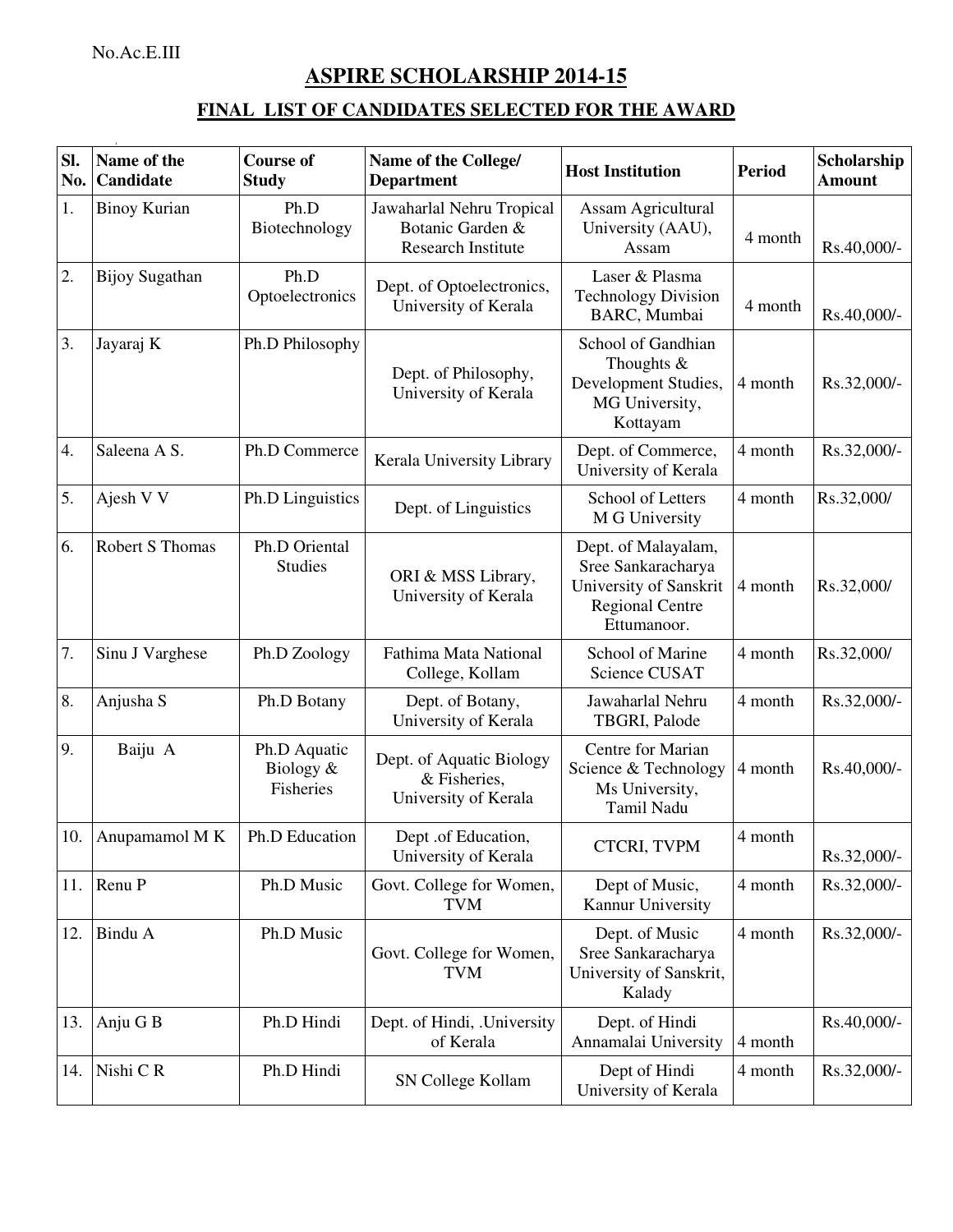No.Ac.E.III

# ASPIRE SCHOLARSHIP 2014-15

## FINAL LIST OF CANDIDATES SELECTED FOR THE AWARD

| Sl. No. | Name of the Candidate | Course of Study | Name of the College/ Department | Host Institution | Period | Scholarship Amount |
|---|---|---|---|---|---|---|
| 1. | Binoy Kurian | Ph.D Biotechnology | Jawaharlal Nehru Tropical Botanic Garden & Research Institute | Assam Agricultural University (AAU), Assam | 4 month | Rs.40,000/- |
| 2. | Bijoy Sugathan | Ph.D Optoelectronics | Dept. of Optoelectronics, University of Kerala | Laser & Plasma Technology Division BARC, Mumbai | 4 month | Rs.40,000/- |
| 3. | Jayaraj K | Ph.D Philosophy | Dept. of Philosophy, University of Kerala | School of Gandhian Thoughts & Development Studies, MG University, Kottayam | 4 month | Rs.32,000/- |
| 4. | Saleena A S. | Ph.D Commerce | Kerala University Library | Dept. of Commerce, University of Kerala | 4 month | Rs.32,000/- |
| 5. | Ajesh V V | Ph.D Linguistics | Dept. of Linguistics | School of Letters M G University | 4 month | Rs.32,000/ |
| 6. | Robert S Thomas | Ph.D Oriental Studies | ORI & MSS Library, University of Kerala | Dept. of Malayalam, Sree Sankaracharya University of Sanskrit Regional Centre Ettumanoor. | 4 month | Rs.32,000/ |
| 7. | Sinu J Varghese | Ph.D Zoology | Fathima Mata National College, Kollam | School of Marine Science CUSAT | 4 month | Rs.32,000/ |
| 8. | Anjusha S | Ph.D Botany | Dept. of Botany, University of Kerala | Jawaharlal Nehru TBGRI, Palode | 4 month | Rs.32,000/- |
| 9. | Baiju A | Ph.D Aquatic Biology & Fisheries | Dept. of Aquatic Biology & Fisheries, University of Kerala | Centre for Marian Science & Technology Ms University, Tamil Nadu | 4 month | Rs.40,000/- |
| 10. | Anupamamol M K | Ph.D Education | Dept .of Education, University of Kerala | CTCRI, TVPM | 4 month | Rs.32,000/- |
| 11. | Renu P | Ph.D Music | Govt. College for Women, TVM | Dept of Music, Kannur University | 4 month | Rs.32,000/- |
| 12. | Bindu A | Ph.D Music | Govt. College for Women, TVM | Dept. of Music Sree Sankaracharya University of Sanskrit, Kalady | 4 month | Rs.32,000/- |
| 13. | Anju G B | Ph.D Hindi | Dept. of Hindi, .University of Kerala | Dept. of Hindi Annamalai University | 4 month | Rs.40,000/- |
| 14. | Nishi C R | Ph.D Hindi | SN College Kollam | Dept of Hindi University of Kerala | 4 month | Rs.32,000/- |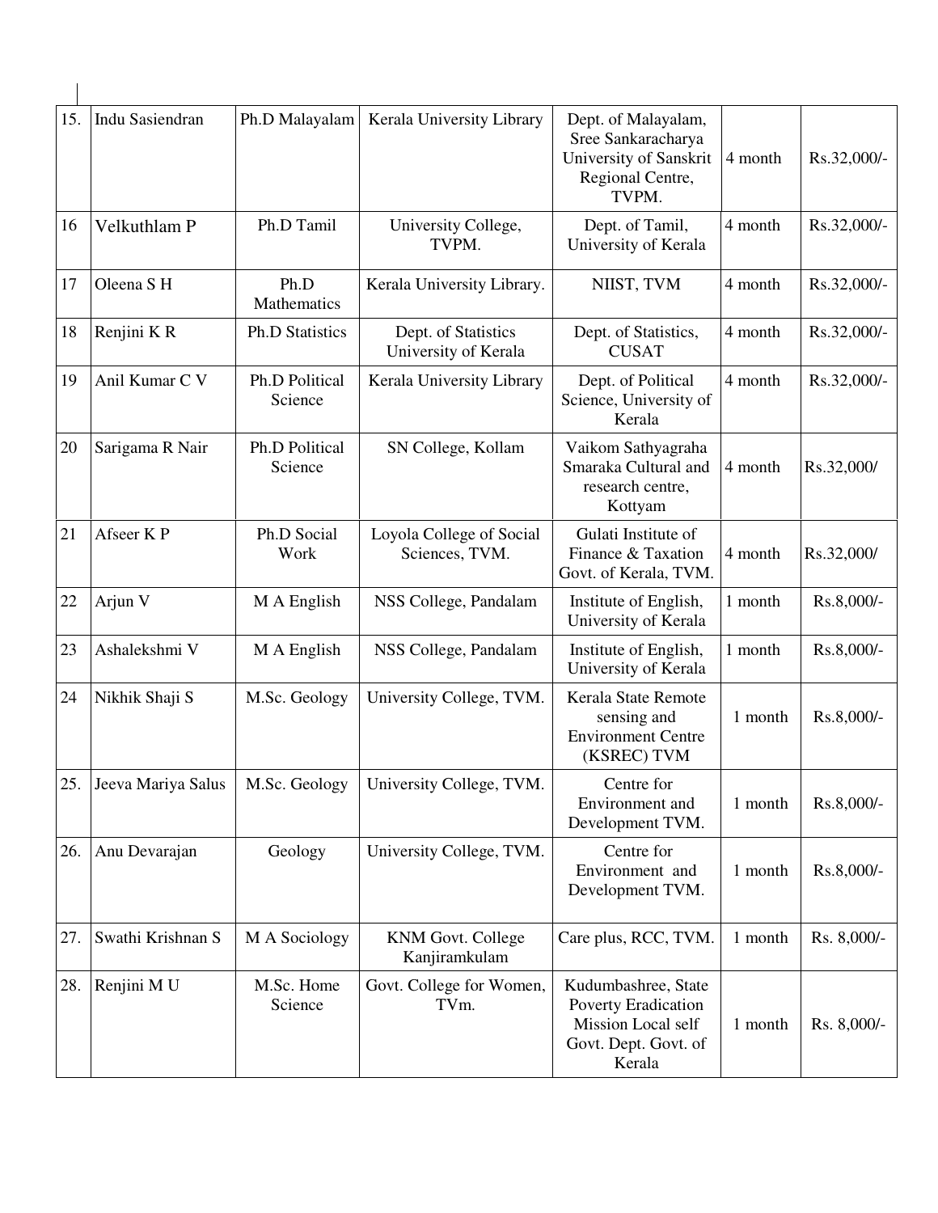| | | | | | | |
|---|---|---|---|---|---|---|
| 15. | Indu Sasiendran | Ph.D Malayalam | Kerala University Library | Dept. of Malayalam, Sree Sankaracharya University of Sanskrit Regional Centre, TVPM. | 4 month | Rs.32,000/- |
| 16 | Velkuthlam P | Ph.D Tamil | University College, TVPM. | Dept. of Tamil, University of Kerala | 4 month | Rs.32,000/- |
| 17 | Oleena S H | Ph.D Mathematics | Kerala University Library. | NIIST, TVM | 4 month | Rs.32,000/- |
| 18 | Renjini K R | Ph.D Statistics | Dept. of Statistics University of Kerala | Dept. of Statistics, CUSAT | 4 month | Rs.32,000/- |
| 19 | Anil Kumar C V | Ph.D Political Science | Kerala University Library | Dept. of Political Science, University of Kerala | 4 month | Rs.32,000/- |
| 20 | Sarigama R Nair | Ph.D Political Science | SN College, Kollam | Vaikom Sathyagraha Smaraka Cultural and research centre, Kottyam | 4 month | Rs.32,000/ |
| 21 | Afseer K P | Ph.D Social Work | Loyola College of Social Sciences, TVM. | Gulati Institute of Finance & Taxation Govt. of Kerala, TVM. | 4 month | Rs.32,000/ |
| 22 | Arjun V | M A English | NSS College, Pandalam | Institute of English, University of Kerala | 1 month | Rs.8,000/- |
| 23 | Ashalekshmi V | M A English | NSS College, Pandalam | Institute of English, University of Kerala | 1 month | Rs.8,000/- |
| 24 | Nikhik Shaji S | M.Sc. Geology | University College, TVM. | Kerala State Remote sensing and Environment Centre (KSREC) TVM | 1 month | Rs.8,000/- |
| 25. | Jeeva Mariya Salus | M.Sc. Geology | University College, TVM. | Centre for Environment and Development TVM. | 1 month | Rs.8,000/- |
| 26. | Anu Devarajan | Geology | University College, TVM. | Centre for Environment and Development TVM. | 1 month | Rs.8,000/- |
| 27. | Swathi Krishnan S | M A Sociology | KNM Govt. College Kanjiramkulam | Care plus, RCC, TVM. | 1 month | Rs. 8,000/- |
| 28. | Renjini M U | M.Sc. Home Science | Govt. College for Women, TVm. | Kudumbashree, State Poverty Eradication Mission Local self Govt. Dept. Govt. of Kerala | 1 month | Rs. 8,000/- |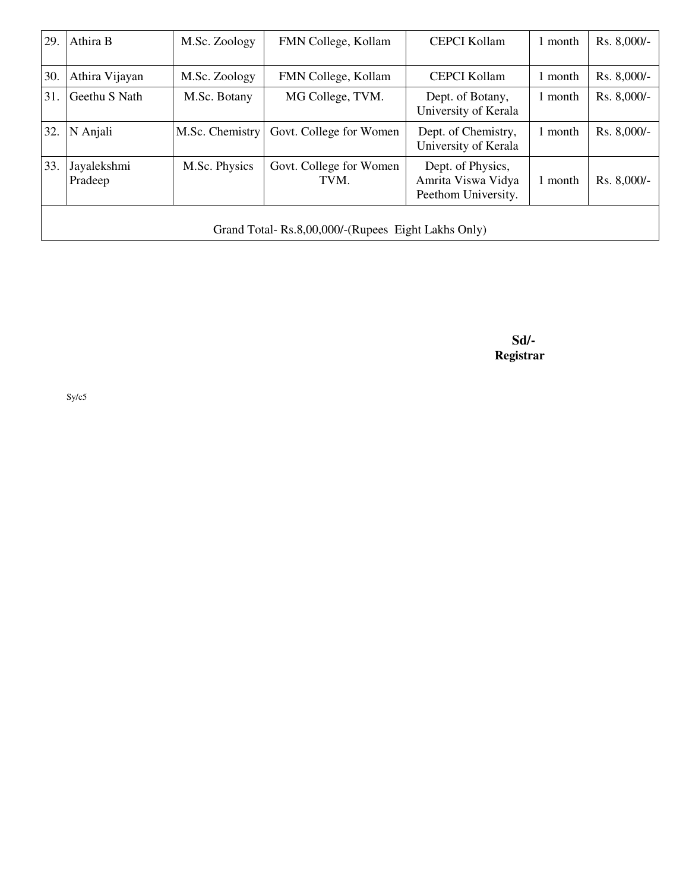| | | | | | | |
|---|---|---|---|---|---|---|
| 29. | Athira B | M.Sc. Zoology | FMN College, Kollam | CEPCI Kollam | 1 month | Rs. 8,000/- |
| 30. | Athira Vijayan | M.Sc. Zoology | FMN College, Kollam | CEPCI Kollam | 1 month | Rs. 8,000/- |
| 31. | Geethu S Nath | M.Sc. Botany | MG College, TVM. | Dept. of Botany, University of Kerala | 1 month | Rs. 8,000/- |
| 32. | N Anjali | M.Sc. Chemistry | Govt. College for Women | Dept. of Chemistry, University of Kerala | 1 month | Rs. 8,000/- |
| 33. | Jayalekshmi Pradeep | M.Sc. Physics | Govt. College for Women TVM. | Dept. of Physics, Amrita Viswa Vidya Peethom University. | 1 month | Rs. 8,000/- |
| Grand Total- Rs.8,00,000/-(Rupees Eight Lakhs Only) | | | | | | |

**Sd/-**
**Registrar**

Sy/c5